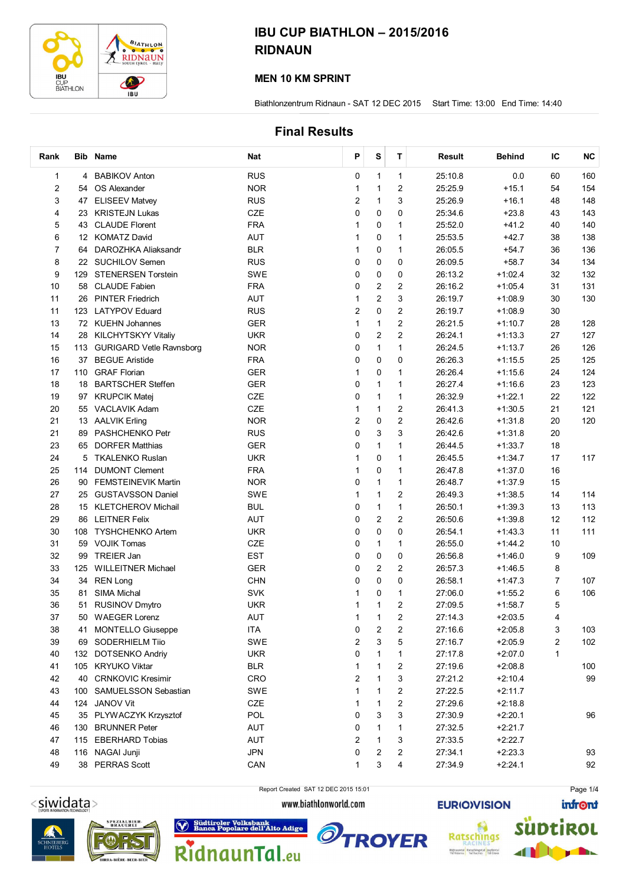# IBU CUP BIATHLON – 2015/2016
# RIDNAUN

### MEN 10 KM SPRINT

Biathlonzentrum Ridnaun - SAT 12 DEC 2015 Start Time: 13:00 End Time: 14:40

## Final Results

| Rank | Bib | Name | Nat | P | S | T | Result | Behind | IC | NC |
|---|---|---|---|---|---|---|---|---|---|---|
| 1 | 4 | BABIKOV Anton | RUS | 0 | 1 | 1 | 25:10.8 | 0.0 | 60 | 160 |
| 2 | 54 | OS Alexander | NOR | 1 | 1 | 2 | 25:25.9 | +15.1 | 54 | 154 |
| 3 | 47 | ELISEEV Matvey | RUS | 2 | 1 | 3 | 25:26.9 | +16.1 | 48 | 148 |
| 4 | 23 | KRISTEJN Lukas | CZE | 0 | 0 | 0 | 25:34.6 | +23.8 | 43 | 143 |
| 5 | 43 | CLAUDE Florent | FRA | 1 | 0 | 1 | 25:52.0 | +41.2 | 40 | 140 |
| 6 | 12 | KOMATZ David | AUT | 1 | 0 | 1 | 25:53.5 | +42.7 | 38 | 138 |
| 7 | 64 | DAROZHKA Aliaksandr | BLR | 1 | 0 | 1 | 26:05.5 | +54.7 | 36 | 136 |
| 8 | 22 | SUCHILOV Semen | RUS | 0 | 0 | 0 | 26:09.5 | +58.7 | 34 | 134 |
| 9 | 129 | STENERSEN Torstein | SWE | 0 | 0 | 0 | 26:13.2 | +1:02.4 | 32 | 132 |
| 10 | 58 | CLAUDE Fabien | FRA | 0 | 2 | 2 | 26:16.2 | +1:05.4 | 31 | 131 |
| 11 | 26 | PINTER Friedrich | AUT | 1 | 2 | 3 | 26:19.7 | +1:08.9 | 30 | 130 |
| 11 | 123 | LATYPOV Eduard | RUS | 2 | 0 | 2 | 26:19.7 | +1:08.9 | 30 | |
| 13 | 72 | KUEHN Johannes | GER | 1 | 1 | 2 | 26:21.5 | +1:10.7 | 28 | 128 |
| 14 | 28 | KILCHYTSKYY Vitaliy | UKR | 0 | 2 | 2 | 26:24.1 | +1:13.3 | 27 | 127 |
| 15 | 113 | GURIGARD Vetle Ravnsborg | NOR | 0 | 1 | 1 | 26:24.5 | +1:13.7 | 26 | 126 |
| 16 | 37 | BEGUE Aristide | FRA | 0 | 0 | 0 | 26:26.3 | +1:15.5 | 25 | 125 |
| 17 | 110 | GRAF Florian | GER | 1 | 0 | 1 | 26:26.4 | +1:15.6 | 24 | 124 |
| 18 | 18 | BARTSCHER Steffen | GER | 0 | 1 | 1 | 26:27.4 | +1:16.6 | 23 | 123 |
| 19 | 97 | KRUPCIK Matej | CZE | 0 | 1 | 1 | 26:32.9 | +1:22.1 | 22 | 122 |
| 20 | 55 | VACLAVIK Adam | CZE | 1 | 1 | 2 | 26:41.3 | +1:30.5 | 21 | 121 |
| 21 | 13 | AALVIK Erling | NOR | 2 | 0 | 2 | 26:42.6 | +1:31.8 | 20 | 120 |
| 21 | 89 | PASHCHENKO Petr | RUS | 0 | 3 | 3 | 26:42.6 | +1:31.8 | 20 | |
| 23 | 65 | DORFER Matthias | GER | 0 | 1 | 1 | 26:44.5 | +1:33.7 | 18 | |
| 24 | 5 | TKALENKO Ruslan | UKR | 1 | 0 | 1 | 26:45.5 | +1:34.7 | 17 | 117 |
| 25 | 114 | DUMONT Clement | FRA | 1 | 0 | 1 | 26:47.8 | +1:37.0 | 16 | |
| 26 | 90 | FEMSTEINEVIK Martin | NOR | 0 | 1 | 1 | 26:48.7 | +1:37.9 | 15 | |
| 27 | 25 | GUSTAVSSON Daniel | SWE | 1 | 1 | 2 | 26:49.3 | +1:38.5 | 14 | 114 |
| 28 | 15 | KLETCHEROV Michail | BUL | 0 | 1 | 1 | 26:50.1 | +1:39.3 | 13 | 113 |
| 29 | 86 | LEITNER Felix | AUT | 0 | 2 | 2 | 26:50.6 | +1:39.8 | 12 | 112 |
| 30 | 108 | TYSHCHENKO Artem | UKR | 0 | 0 | 0 | 26:54.1 | +1:43.3 | 11 | 111 |
| 31 | 59 | VOJIK Tomas | CZE | 0 | 1 | 1 | 26:55.0 | +1:44.2 | 10 | |
| 32 | 99 | TREIER Jan | EST | 0 | 0 | 0 | 26:56.8 | +1:46.0 | 9 | 109 |
| 33 | 125 | WILLEITNER Michael | GER | 0 | 2 | 2 | 26:57.3 | +1:46.5 | 8 | |
| 34 | 34 | REN Long | CHN | 0 | 0 | 0 | 26:58.1 | +1:47.3 | 7 | 107 |
| 35 | 81 | SIMA Michal | SVK | 1 | 0 | 1 | 27:06.0 | +1:55.2 | 6 | 106 |
| 36 | 51 | RUSINOV Dmytro | UKR | 1 | 1 | 2 | 27:09.5 | +1:58.7 | 5 | |
| 37 | 50 | WAEGER Lorenz | AUT | 1 | 1 | 2 | 27:14.3 | +2:03.5 | 4 | |
| 38 | 41 | MONTELLO Giuseppe | ITA | 0 | 2 | 2 | 27:16.6 | +2:05.8 | 3 | 103 |
| 39 | 69 | SODERHIELM Tiio | SWE | 2 | 3 | 5 | 27:16.7 | +2:05.9 | 2 | 102 |
| 40 | 132 | DOTSENKO Andriy | UKR | 0 | 1 | 1 | 27:17.8 | +2:07.0 | 1 | |
| 41 | 105 | KRYUKO Viktar | BLR | 1 | 1 | 2 | 27:19.6 | +2:08.8 | | 100 |
| 42 | 40 | CRNKOVIC Kresimir | CRO | 2 | 1 | 3 | 27:21.2 | +2:10.4 | | 99 |
| 43 | 100 | SAMUELSSON Sebastian | SWE | 1 | 1 | 2 | 27:22.5 | +2:11.7 | | |
| 44 | 124 | JANOV Vit | CZE | 1 | 1 | 2 | 27:29.6 | +2:18.8 | | |
| 45 | 35 | PLYWACZYK Krzysztof | POL | 0 | 3 | 3 | 27:30.9 | +2:20.1 | | 96 |
| 46 | 130 | BRUNNER Peter | AUT | 0 | 1 | 1 | 27:32.5 | +2:21.7 | | |
| 47 | 115 | EBERHARD Tobias | AUT | 2 | 1 | 3 | 27:33.5 | +2:22.7 | | |
| 48 | 116 | NAGAI Junji | JPN | 0 | 2 | 2 | 27:34.1 | +2:23.3 | | 93 |
| 49 | 38 | PERRAS Scott | CAN | 1 | 3 | 4 | 27:34.9 | +2:24.1 | | 92 |

Report Created SAT 12 DEC 2015 15:01

www.biathlonworld.com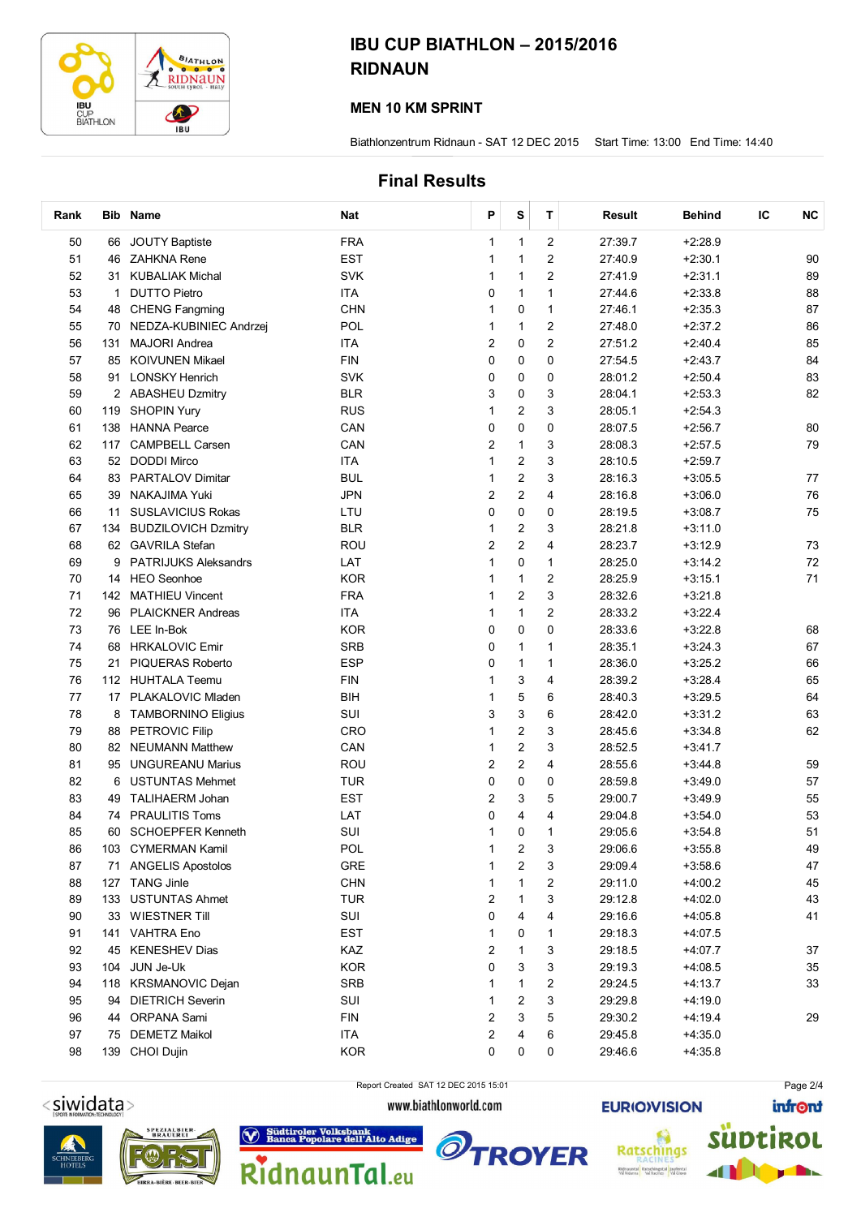# IBU CUP BIATHLON – 2015/2016
# RIDNAUN

### MEN 10 KM SPRINT

Biathlonzentrum Ridnaun - SAT 12 DEC 2015 Start Time: 13:00 End Time: 14:40

## Final Results

| Rank | Bib | Name | Nat | P | S | T | Result | Behind | IC | NC |
|---|---|---|---|---|---|---|---|---|---|---|
| 50 | 66 | JOUTY Baptiste | FRA | 1 | 1 | 2 | 27:39.7 | +2:28.9 | | |
| 51 | 46 | ZAHKNA Rene | EST | 1 | 1 | 2 | 27:40.9 | +2:30.1 | | 90 |
| 52 | 31 | KUBALIAK Michal | SVK | 1 | 1 | 2 | 27:41.9 | +2:31.1 | | 89 |
| 53 | 1 | DUTTO Pietro | ITA | 0 | 1 | 1 | 27:44.6 | +2:33.8 | | 88 |
| 54 | 48 | CHENG Fangming | CHN | 1 | 0 | 1 | 27:46.1 | +2:35.3 | | 87 |
| 55 | 70 | NEDZA-KUBINIEC Andrzej | POL | 1 | 1 | 2 | 27:48.0 | +2:37.2 | | 86 |
| 56 | 131 | MAJORI Andrea | ITA | 2 | 0 | 2 | 27:51.2 | +2:40.4 | | 85 |
| 57 | 85 | KOIVUNEN Mikael | FIN | 0 | 0 | 0 | 27:54.5 | +2:43.7 | | 84 |
| 58 | 91 | LONSKY Henrich | SVK | 0 | 0 | 0 | 28:01.2 | +2:50.4 | | 83 |
| 59 | 2 | ABASHEU Dzmitry | BLR | 3 | 0 | 3 | 28:04.1 | +2:53.3 | | 82 |
| 60 | 119 | SHOPIN Yury | RUS | 1 | 2 | 3 | 28:05.1 | +2:54.3 | | |
| 61 | 138 | HANNA Pearce | CAN | 0 | 0 | 0 | 28:07.5 | +2:56.7 | | 80 |
| 62 | 117 | CAMPBELL Carsen | CAN | 2 | 1 | 3 | 28:08.3 | +2:57.5 | | 79 |
| 63 | 52 | DODDI Mirco | ITA | 1 | 2 | 3 | 28:10.5 | +2:59.7 | | |
| 64 | 83 | PARTALOV Dimitar | BUL | 1 | 2 | 3 | 28:16.3 | +3:05.5 | | 77 |
| 65 | 39 | NAKAJIMA Yuki | JPN | 2 | 2 | 4 | 28:16.8 | +3:06.0 | | 76 |
| 66 | 11 | SUSLAVICIUS Rokas | LTU | 0 | 0 | 0 | 28:19.5 | +3:08.7 | | 75 |
| 67 | 134 | BUDZILOVICH Dzmitry | BLR | 1 | 2 | 3 | 28:21.8 | +3:11.0 | | |
| 68 | 62 | GAVRILA Stefan | ROU | 2 | 2 | 4 | 28:23.7 | +3:12.9 | | 73 |
| 69 | 9 | PATRIJUKS Aleksandrs | LAT | 1 | 0 | 1 | 28:25.0 | +3:14.2 | | 72 |
| 70 | 14 | HEO Seonhoe | KOR | 1 | 1 | 2 | 28:25.9 | +3:15.1 | | 71 |
| 71 | 142 | MATHIEU Vincent | FRA | 1 | 2 | 3 | 28:32.6 | +3:21.8 | | |
| 72 | 96 | PLAICKNER Andreas | ITA | 1 | 1 | 2 | 28:33.2 | +3:22.4 | | |
| 73 | 76 | LEE In-Bok | KOR | 0 | 0 | 0 | 28:33.6 | +3:22.8 | | 68 |
| 74 | 68 | HRKALOVIC Emir | SRB | 0 | 1 | 1 | 28:35.1 | +3:24.3 | | 67 |
| 75 | 21 | PIQUERAS Roberto | ESP | 0 | 1 | 1 | 28:36.0 | +3:25.2 | | 66 |
| 76 | 112 | HUHTALA Teemu | FIN | 1 | 3 | 4 | 28:39.2 | +3:28.4 | | 65 |
| 77 | 17 | PLAKALOVIC Mladen | BIH | 1 | 5 | 6 | 28:40.3 | +3:29.5 | | 64 |
| 78 | 8 | TAMBORNINO Eligius | SUI | 3 | 3 | 6 | 28:42.0 | +3:31.2 | | 63 |
| 79 | 88 | PETROVIC Filip | CRO | 1 | 2 | 3 | 28:45.6 | +3:34.8 | | 62 |
| 80 | 82 | NEUMANN Matthew | CAN | 1 | 2 | 3 | 28:52.5 | +3:41.7 | | |
| 81 | 95 | UNGUREANU Marius | ROU | 2 | 2 | 4 | 28:55.6 | +3:44.8 | | 59 |
| 82 | 6 | USTUNTAS Mehmet | TUR | 0 | 0 | 0 | 28:59.8 | +3:49.0 | | 57 |
| 83 | 49 | TALIHAERM Johan | EST | 2 | 3 | 5 | 29:00.7 | +3:49.9 | | 55 |
| 84 | 74 | PRAULITIS Toms | LAT | 0 | 4 | 4 | 29:04.8 | +3:54.0 | | 53 |
| 85 | 60 | SCHOEPFER Kenneth | SUI | 1 | 0 | 1 | 29:05.6 | +3:54.8 | | 51 |
| 86 | 103 | CYMERMAN Kamil | POL | 1 | 2 | 3 | 29:06.6 | +3:55.8 | | 49 |
| 87 | 71 | ANGELIS Apostolos | GRE | 1 | 2 | 3 | 29:09.4 | +3:58.6 | | 47 |
| 88 | 127 | TANG Jinle | CHN | 1 | 1 | 2 | 29:11.0 | +4:00.2 | | 45 |
| 89 | 133 | USTUNTAS Ahmet | TUR | 2 | 1 | 3 | 29:12.8 | +4:02.0 | | 43 |
| 90 | 33 | WIESTNER Till | SUI | 0 | 4 | 4 | 29:16.6 | +4:05.8 | | 41 |
| 91 | 141 | VAHTRA Eno | EST | 1 | 0 | 1 | 29:18.3 | +4:07.5 | | |
| 92 | 45 | KENESHEV Dias | KAZ | 2 | 1 | 3 | 29:18.5 | +4:07.7 | | 37 |
| 93 | 104 | JUN Je-Uk | KOR | 0 | 3 | 3 | 29:19.3 | +4:08.5 | | 35 |
| 94 | 118 | KRSMANOVIC Dejan | SRB | 1 | 1 | 2 | 29:24.5 | +4:13.7 | | 33 |
| 95 | 94 | DIETRICH Severin | SUI | 1 | 2 | 3 | 29:29.8 | +4:19.0 | | |
| 96 | 44 | ORPANA Sami | FIN | 2 | 3 | 5 | 29:30.2 | +4:19.4 | | 29 |
| 97 | 75 | DEMETZ Maikol | ITA | 2 | 4 | 6 | 29:45.8 | +4:35.0 | | |
| 98 | 139 | CHOI Dujin | KOR | 0 | 0 | 0 | 29:46.6 | +4:35.8 | | |

Report Created SAT 12 DEC 2015 15:01

www.biathlonworld.com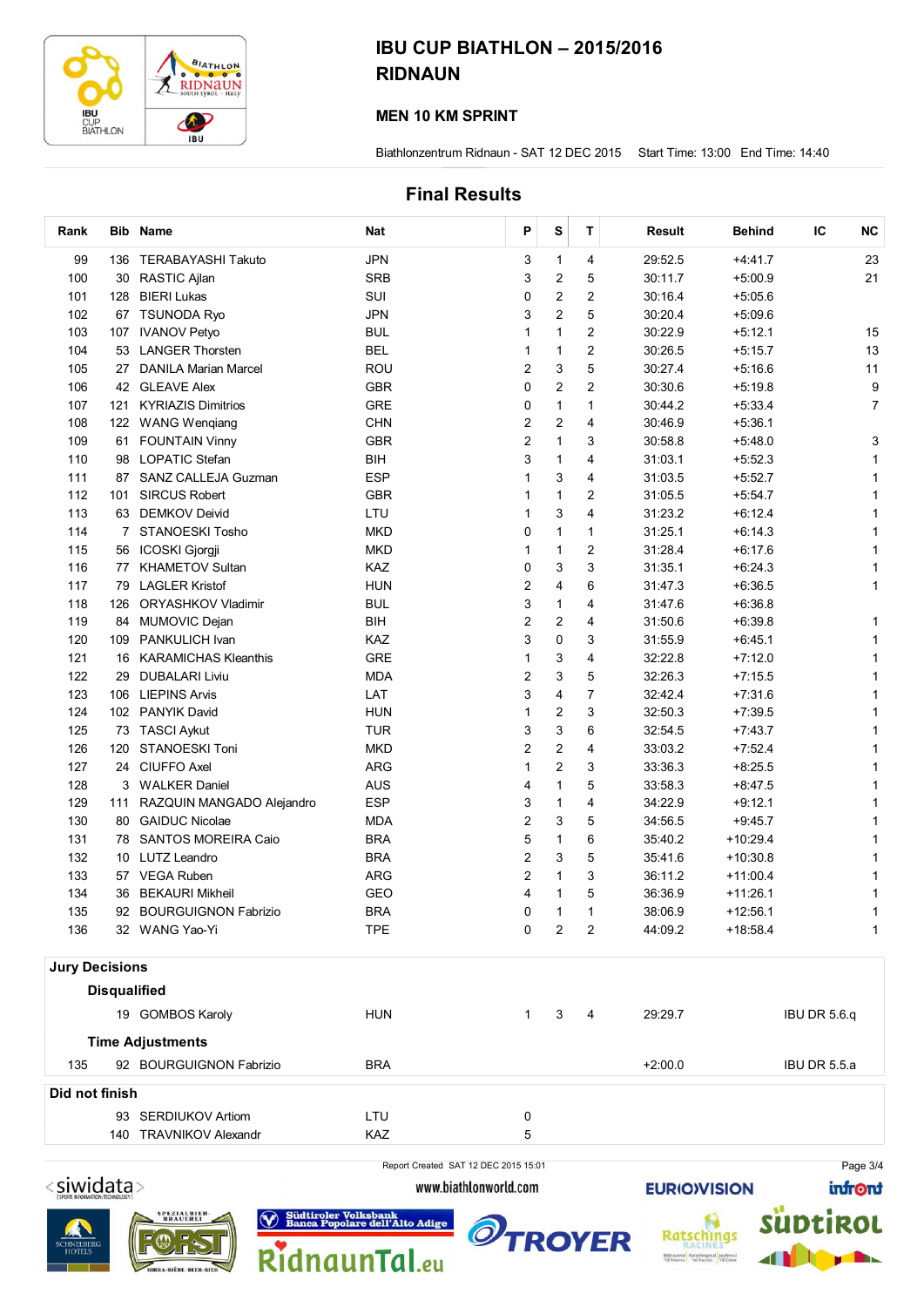# IBU CUP BIATHLON – 2015/2016
# RIDNAUN

## MEN 10 KM SPRINT

Biathlonzentrum Ridnaun - SAT 12 DEC 2015 Start Time: 13:00 End Time: 14:40

## Final Results

| Rank | Bib | Name | Nat | P | S | T | Result | Behind | IC | NC |
|---|---|---|---|---|---|---|---|---|---|---|
| 99 | 136 | TERABAYASHI Takuto | JPN | 3 | 1 | 4 | 29:52.5 | +4:41.7 | | 23 |
| 100 | 30 | RASTIC Ajlan | SRB | 3 | 2 | 5 | 30:11.7 | +5:00.9 | | 21 |
| 101 | 128 | BIERI Lukas | SUI | 0 | 2 | 2 | 30:16.4 | +5:05.6 | | |
| 102 | 67 | TSUNODA Ryo | JPN | 3 | 2 | 5 | 30:20.4 | +5:09.6 | | |
| 103 | 107 | IVANOV Petyo | BUL | 1 | 1 | 2 | 30:22.9 | +5:12.1 | | 15 |
| 104 | 53 | LANGER Thorsten | BEL | 1 | 1 | 2 | 30:26.5 | +5:15.7 | | 13 |
| 105 | 27 | DANILA Marian Marcel | ROU | 2 | 3 | 5 | 30:27.4 | +5:16.6 | | 11 |
| 106 | 42 | GLEAVE Alex | GBR | 0 | 2 | 2 | 30:30.6 | +5:19.8 | | 9 |
| 107 | 121 | KYRIAZIS Dimitrios | GRE | 0 | 1 | 1 | 30:44.2 | +5:33.4 | | 7 |
| 108 | 122 | WANG Wenqiang | CHN | 2 | 2 | 4 | 30:46.9 | +5:36.1 | | |
| 109 | 61 | FOUNTAIN Vinny | GBR | 2 | 1 | 3 | 30:58.8 | +5:48.0 | | 3 |
| 110 | 98 | LOPATIC Stefan | BIH | 3 | 1 | 4 | 31:03.1 | +5:52.3 | | 1 |
| 111 | 87 | SANZ CALLEJA Guzman | ESP | 1 | 3 | 4 | 31:03.5 | +5:52.7 | | 1 |
| 112 | 101 | SIRCUS Robert | GBR | 1 | 1 | 2 | 31:05.5 | +5:54.7 | | 1 |
| 113 | 63 | DEMKOV Deivid | LTU | 1 | 3 | 4 | 31:23.2 | +6:12.4 | | 1 |
| 114 | 7 | STANOESKI Tosho | MKD | 0 | 1 | 1 | 31:25.1 | +6:14.3 | | 1 |
| 115 | 56 | ICOSKI Gjorgji | MKD | 1 | 1 | 2 | 31:28.4 | +6:17.6 | | 1 |
| 116 | 77 | KHAMETOV Sultan | KAZ | 0 | 3 | 3 | 31:35.1 | +6:24.3 | | 1 |
| 117 | 79 | LAGLER Kristof | HUN | 2 | 4 | 6 | 31:47.3 | +6:36.5 | | 1 |
| 118 | 126 | ORYASHKOV Vladimir | BUL | 3 | 1 | 4 | 31:47.6 | +6:36.8 | | |
| 119 | 84 | MUMOVIC Dejan | BIH | 2 | 2 | 4 | 31:50.6 | +6:39.8 | | 1 |
| 120 | 109 | PANKULICH Ivan | KAZ | 3 | 0 | 3 | 31:55.9 | +6:45.1 | | 1 |
| 121 | 16 | KARAMICHAS Kleanthis | GRE | 1 | 3 | 4 | 32:22.8 | +7:12.0 | | 1 |
| 122 | 29 | DUBALARI Liviu | MDA | 2 | 3 | 5 | 32:26.3 | +7:15.5 | | 1 |
| 123 | 106 | LIEPINS Arvis | LAT | 3 | 4 | 7 | 32:42.4 | +7:31.6 | | 1 |
| 124 | 102 | PANYIK David | HUN | 1 | 2 | 3 | 32:50.3 | +7:39.5 | | 1 |
| 125 | 73 | TASCI Aykut | TUR | 3 | 3 | 6 | 32:54.5 | +7:43.7 | | 1 |
| 126 | 120 | STANOESKI Toni | MKD | 2 | 2 | 4 | 33:03.2 | +7:52.4 | | 1 |
| 127 | 24 | CIUFFO Axel | ARG | 1 | 2 | 3 | 33:36.3 | +8:25.5 | | 1 |
| 128 | 3 | WALKER Daniel | AUS | 4 | 1 | 5 | 33:58.3 | +8:47.5 | | 1 |
| 129 | 111 | RAZQUIN MANGADO Alejandro | ESP | 3 | 1 | 4 | 34:22.9 | +9:12.1 | | 1 |
| 130 | 80 | GAIDUC Nicolae | MDA | 2 | 3 | 5 | 34:56.5 | +9:45.7 | | 1 |
| 131 | 78 | SANTOS MOREIRA Caio | BRA | 5 | 1 | 6 | 35:40.2 | +10:29.4 | | 1 |
| 132 | 10 | LUTZ Leandro | BRA | 2 | 3 | 5 | 35:41.6 | +10:30.8 | | 1 |
| 133 | 57 | VEGA Ruben | ARG | 2 | 1 | 3 | 36:11.2 | +11:00.4 | | 1 |
| 134 | 36 | BEKAURI Mikheil | GEO | 4 | 1 | 5 | 36:36.9 | +11:26.1 | | 1 |
| 135 | 92 | BOURGUIGNON Fabrizio | BRA | 0 | 1 | 1 | 38:06.9 | +12:56.1 | | 1 |
| 136 | 32 | WANG Yao-Yi | TPE | 0 | 2 | 2 | 44:09.2 | +18:58.4 | | 1 |

### Jury Decisions

**Disqualified**

| Rank | Bib | Name | Nat | P | S | T | Result | Behind | IC | NC |
|---|---|---|---|---|---|---|---|---|---|---|
| | 19 | GOMBOS Karoly | HUN | 1 | 3 | 4 | 29:29.7 | | IBU DR 5.6.q | |

**Time Adjustments**

| Rank | Bib | Name | Nat | P | S | T | Result | Behind | IC | NC |
|---|---|---|---|---|---|---|---|---|---|---|
| 135 | 92 | BOURGUIGNON Fabrizio | BRA | | | | +2:00.0 | | IBU DR 5.5.a | |

### Did not finish

| Rank | Bib | Name | Nat | P | S | T | Result | Behind | IC | NC |
|---|---|---|---|---|---|---|---|---|---|---|
| | 93 | SERDIUKOV Artiom | LTU | 0 | | | | | | |
| | 140 | TRAVNIKOV Alexandr | KAZ | 5 | | | | | | |

Report Created SAT 12 DEC 2015 15:01

www.biathlonworld.com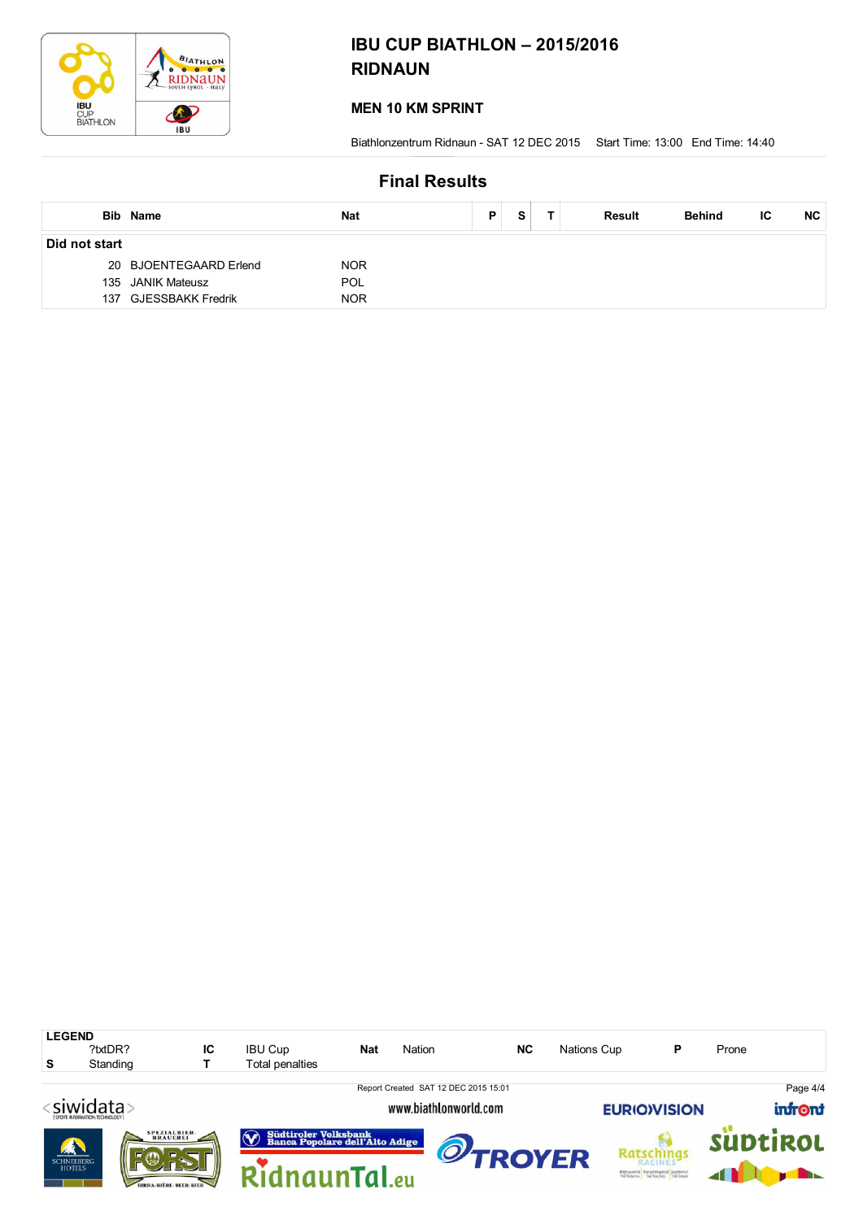# IBU CUP BIATHLON – 2015/2016
# RIDNAUN

### MEN 10 KM SPRINT

Biathlonzentrum Ridnaun - SAT 12 DEC 2015 Start Time: 13:00 End Time: 14:40

## Final Results

| Bib | Name | Nat | P | S | T | Result | Behind | IC | NC |
|---|---|---|---|---|---|---|---|---|---|
| **Did not start** | | | | | | | | | |
| 20 | BJOENTEGAARD Erlend | NOR | | | | | | | |
| 135 | JANIK Mateusz | POL | | | | | | | |
| 137 | GJESSBAKK Fredrik | NOR | | | | | | | |

**LEGEND**

| | | | | | | | | | |
|---|---|---|---|---|---|---|---|---|---|
| | ?txtDR? | **IC** | IBU Cup | **Nat** | Nation | **NC** | Nations Cup | **P** | Prone |
| **S** | Standing | **T** | Total penalties | | | | | | |

Report Created SAT 12 DEC 2015 15:01

www.biathlonworld.com